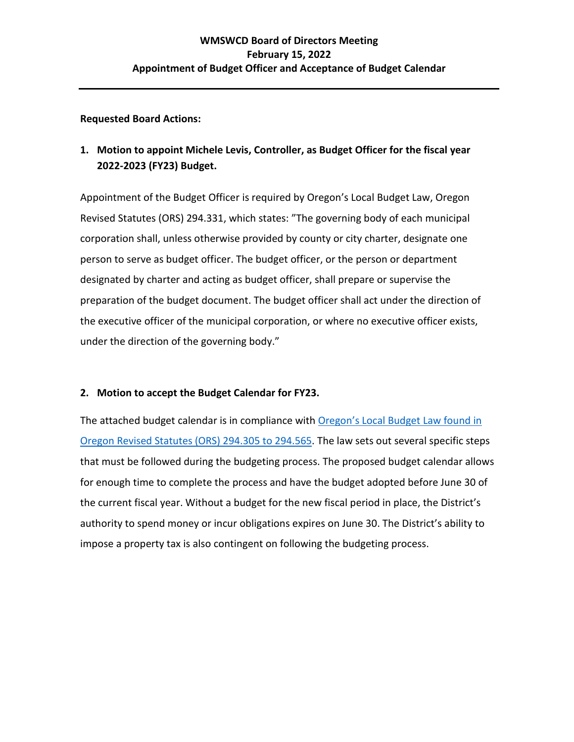# WMSWCD Board of Directors Meeting
## February 15, 2022
## Appointment of Budget Officer and Acceptance of Budget Calendar

---

**Requested Board Actions:**

1. **Motion to appoint Michele Levis, Controller, as Budget Officer for the fiscal year 2022-2023 (FY23) Budget.**

Appointment of the Budget Officer is required by Oregon's Local Budget Law, Oregon Revised Statutes (ORS) 294.331, which states: "The governing body of each municipal corporation shall, unless otherwise provided by county or city charter, designate one person to serve as budget officer. The budget officer, or the person or department designated by charter and acting as budget officer, shall prepare or supervise the preparation of the budget document. The budget officer shall act under the direction of the executive officer of the municipal corporation, or where no executive officer exists, under the direction of the governing body."

2. **Motion to accept the Budget Calendar for FY23.**

The attached budget calendar is in compliance with Oregon's Local Budget Law found in Oregon Revised Statutes (ORS) 294.305 to 294.565. The law sets out several specific steps that must be followed during the budgeting process. The proposed budget calendar allows for enough time to complete the process and have the budget adopted before June 30 of the current fiscal year. Without a budget for the new fiscal period in place, the District's authority to spend money or incur obligations expires on June 30. The District's ability to impose a property tax is also contingent on following the budgeting process.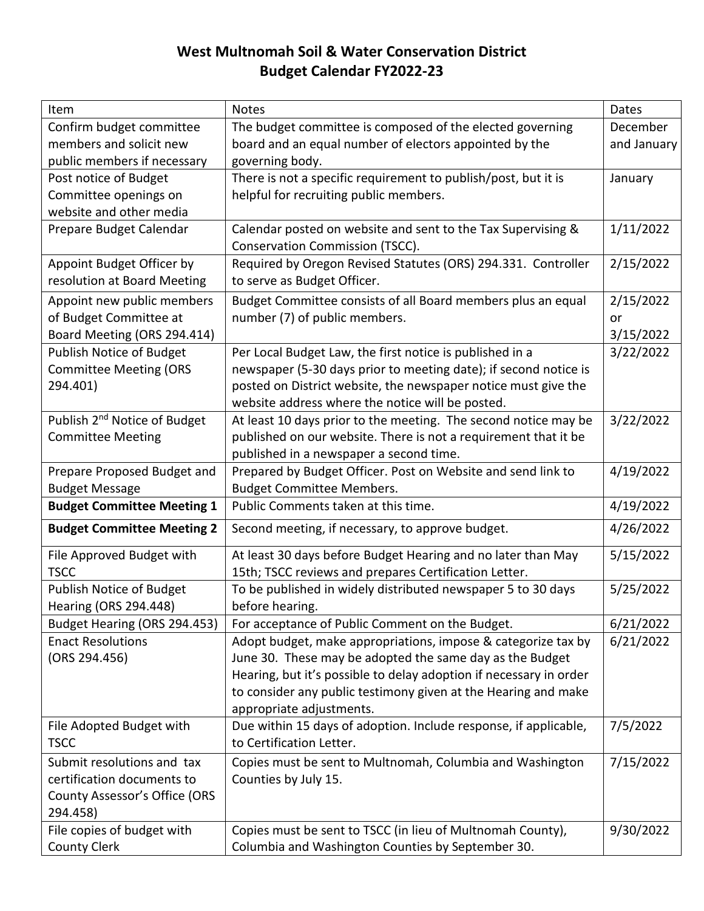# West Multnomah Soil & Water Conservation District
# Budget Calendar FY2022-23

| Item | Notes | Dates |
|---|---|---|
| Confirm budget committee members and solicit new public members if necessary | The budget committee is composed of the elected governing board and an equal number of electors appointed by the governing body. | December and January |
| Post notice of Budget Committee openings on website and other media | There is not a specific requirement to publish/post, but it is helpful for recruiting public members. | January |
| Prepare Budget Calendar | Calendar posted on website and sent to the Tax Supervising & Conservation Commission (TSCC). | 1/11/2022 |
| Appoint Budget Officer by resolution at Board Meeting | Required by Oregon Revised Statutes (ORS) 294.331. Controller to serve as Budget Officer. | 2/15/2022 |
| Appoint new public members of Budget Committee at Board Meeting (ORS 294.414) | Budget Committee consists of all Board members plus an equal number (7) of public members. | 2/15/2022 or 3/15/2022 |
| Publish Notice of Budget Committee Meeting (ORS 294.401) | Per Local Budget Law, the first notice is published in a newspaper (5-30 days prior to meeting date); if second notice is posted on District website, the newspaper notice must give the website address where the notice will be posted. | 3/22/2022 |
| Publish 2nd Notice of Budget Committee Meeting | At least 10 days prior to the meeting. The second notice may be published on our website. There is not a requirement that it be published in a newspaper a second time. | 3/22/2022 |
| Prepare Proposed Budget and Budget Message | Prepared by Budget Officer. Post on Website and send link to Budget Committee Members. | 4/19/2022 |
| **Budget Committee Meeting 1** | Public Comments taken at this time. | 4/19/2022 |
| **Budget Committee Meeting 2** | Second meeting, if necessary, to approve budget. | 4/26/2022 |
| File Approved Budget with TSCC | At least 30 days before Budget Hearing and no later than May 15th; TSCC reviews and prepares Certification Letter. | 5/15/2022 |
| Publish Notice of Budget Hearing (ORS 294.448) | To be published in widely distributed newspaper 5 to 30 days before hearing. | 5/25/2022 |
| Budget Hearing (ORS 294.453) | For acceptance of Public Comment on the Budget. | 6/21/2022 |
| Enact Resolutions (ORS 294.456) | Adopt budget, make appropriations, impose & categorize tax by June 30. These may be adopted the same day as the Budget Hearing, but it's possible to delay adoption if necessary in order to consider any public testimony given at the Hearing and make appropriate adjustments. | 6/21/2022 |
| File Adopted Budget with TSCC | Due within 15 days of adoption. Include response, if applicable, to Certification Letter. | 7/5/2022 |
| Submit resolutions and tax certification documents to County Assessor's Office (ORS 294.458) | Copies must be sent to Multnomah, Columbia and Washington Counties by July 15. | 7/15/2022 |
| File copies of budget with County Clerk | Copies must be sent to TSCC (in lieu of Multnomah County), Columbia and Washington Counties by September 30. | 9/30/2022 |